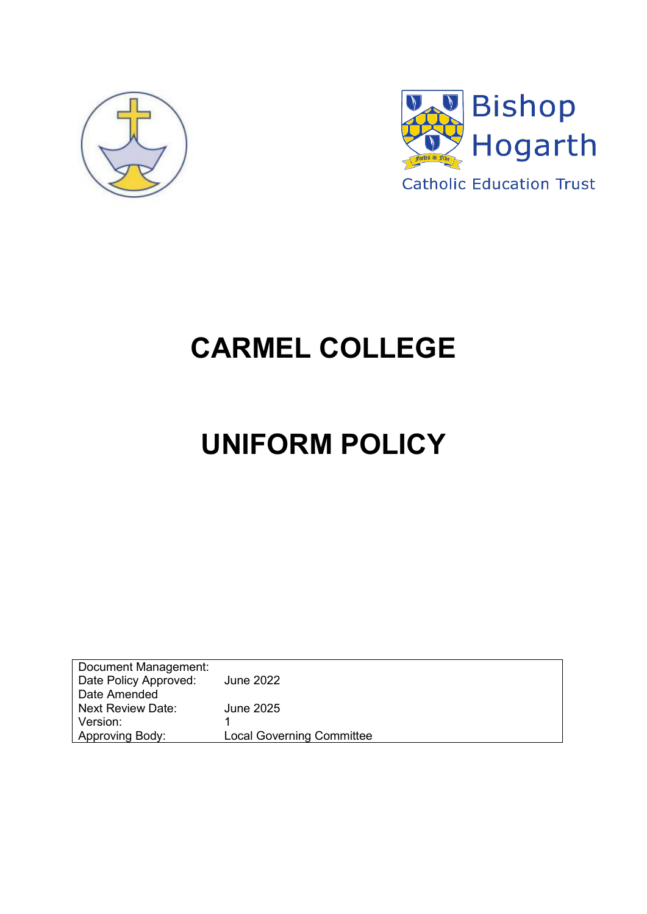Bishop Hogarth

Catholic Education Trust

# CARMEL COLLEGE

# UNIFORM POLICY

| Document Management: | |
|---|---|
| Date Policy Approved: | June 2022 |
| Date Amended | |
| Next Review Date: | June 2025 |
| Version: | 1 |
| Approving Body: | Local Governing Committee |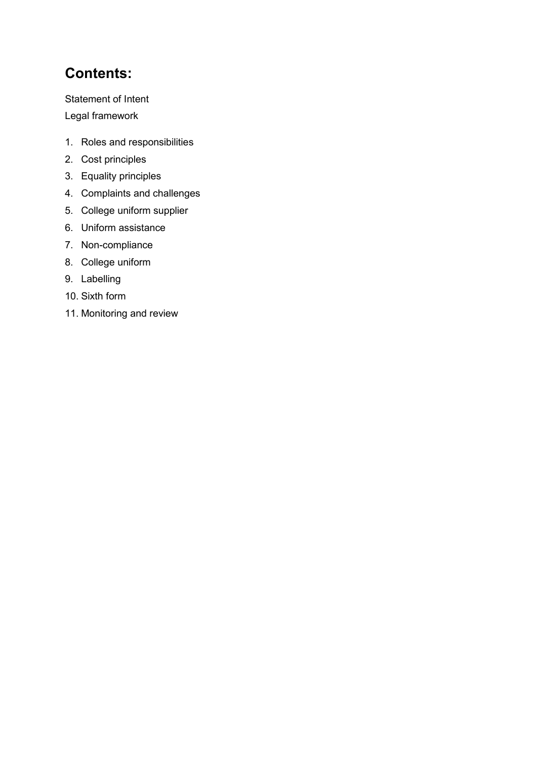## Contents:

Statement of Intent

Legal framework

1. Roles and responsibilities
2. Cost principles
3. Equality principles
4. Complaints and challenges
5. College uniform supplier
6. Uniform assistance
7. Non-compliance
8. College uniform
9. Labelling
10. Sixth form
11. Monitoring and review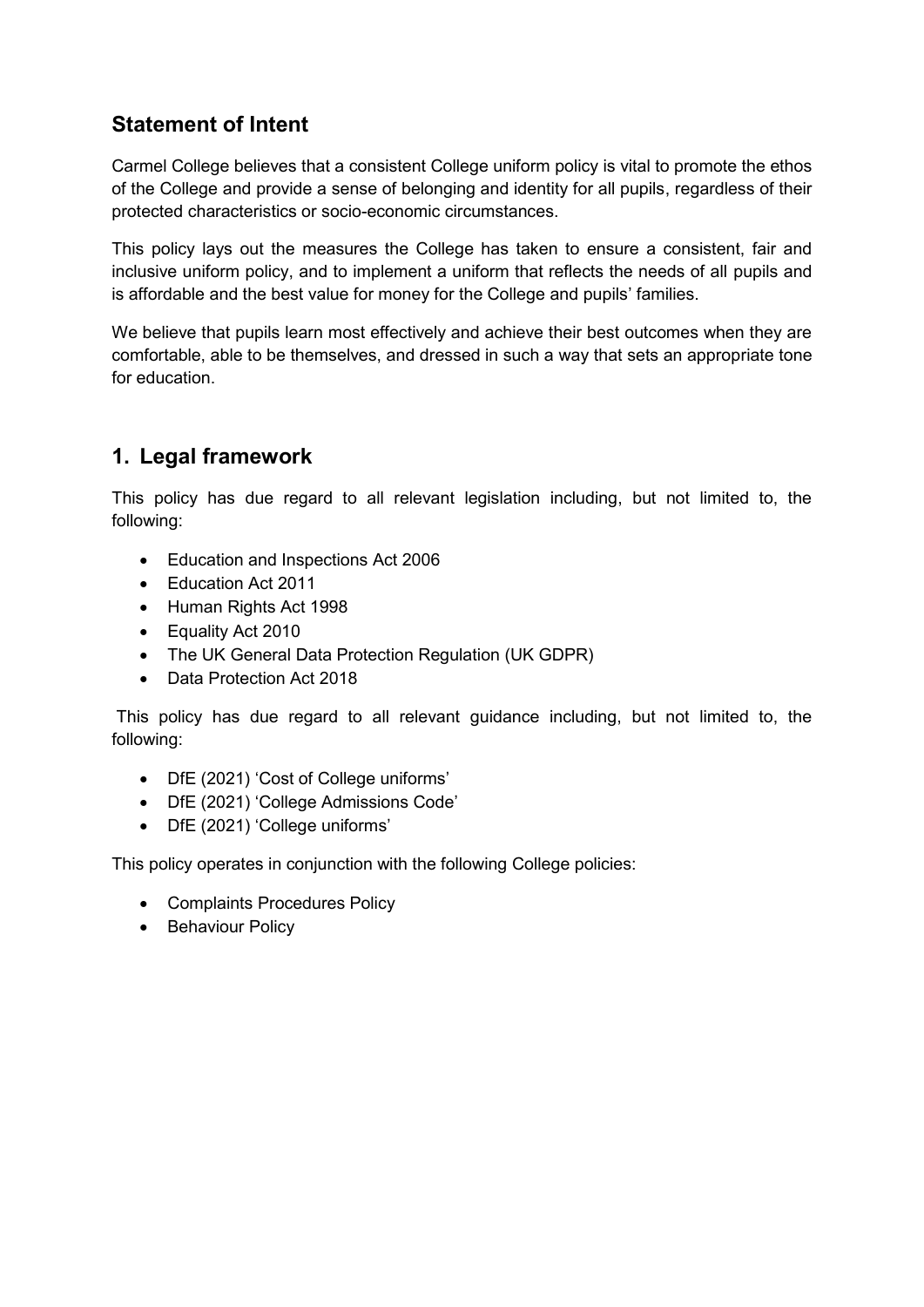## Statement of Intent

Carmel College believes that a consistent College uniform policy is vital to promote the ethos of the College and provide a sense of belonging and identity for all pupils, regardless of their protected characteristics or socio-economic circumstances.

This policy lays out the measures the College has taken to ensure a consistent, fair and inclusive uniform policy, and to implement a uniform that reflects the needs of all pupils and is affordable and the best value for money for the College and pupils' families.

We believe that pupils learn most effectively and achieve their best outcomes when they are comfortable, able to be themselves, and dressed in such a way that sets an appropriate tone for education.

## 1. Legal framework

This policy has due regard to all relevant legislation including, but not limited to, the following:

- Education and Inspections Act 2006
- Education Act 2011
- Human Rights Act 1998
- Equality Act 2010
- The UK General Data Protection Regulation (UK GDPR)
- Data Protection Act 2018

This policy has due regard to all relevant guidance including, but not limited to, the following:

- DfE (2021) 'Cost of College uniforms'
- DfE (2021) 'College Admissions Code'
- DfE (2021) 'College uniforms'

This policy operates in conjunction with the following College policies:

- Complaints Procedures Policy
- Behaviour Policy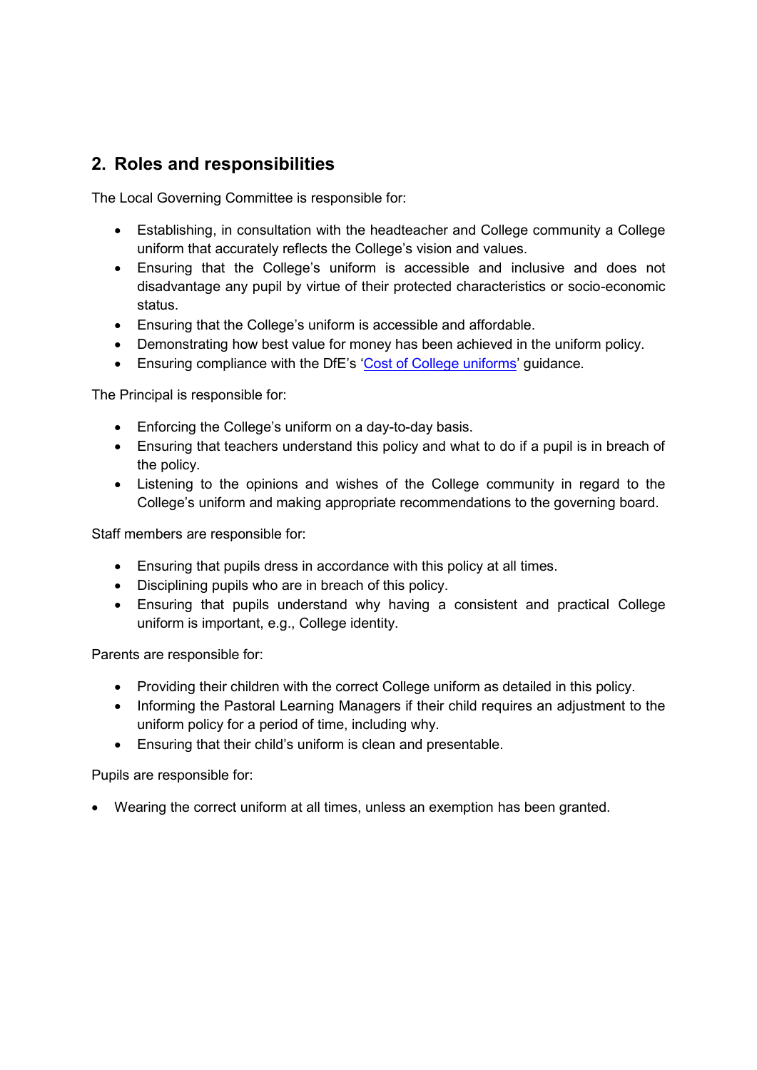## 2. Roles and responsibilities

The Local Governing Committee is responsible for:

- Establishing, in consultation with the headteacher and College community a College uniform that accurately reflects the College's vision and values.
- Ensuring that the College's uniform is accessible and inclusive and does not disadvantage any pupil by virtue of their protected characteristics or socio-economic status.
- Ensuring that the College's uniform is accessible and affordable.
- Demonstrating how best value for money has been achieved in the uniform policy.
- Ensuring compliance with the DfE's 'Cost of College uniforms' guidance.

The Principal is responsible for:

- Enforcing the College's uniform on a day-to-day basis.
- Ensuring that teachers understand this policy and what to do if a pupil is in breach of the policy.
- Listening to the opinions and wishes of the College community in regard to the College's uniform and making appropriate recommendations to the governing board.

Staff members are responsible for:

- Ensuring that pupils dress in accordance with this policy at all times.
- Disciplining pupils who are in breach of this policy.
- Ensuring that pupils understand why having a consistent and practical College uniform is important, e.g., College identity.

Parents are responsible for:

- Providing their children with the correct College uniform as detailed in this policy.
- Informing the Pastoral Learning Managers if their child requires an adjustment to the uniform policy for a period of time, including why.
- Ensuring that their child's uniform is clean and presentable.

Pupils are responsible for:

- Wearing the correct uniform at all times, unless an exemption has been granted.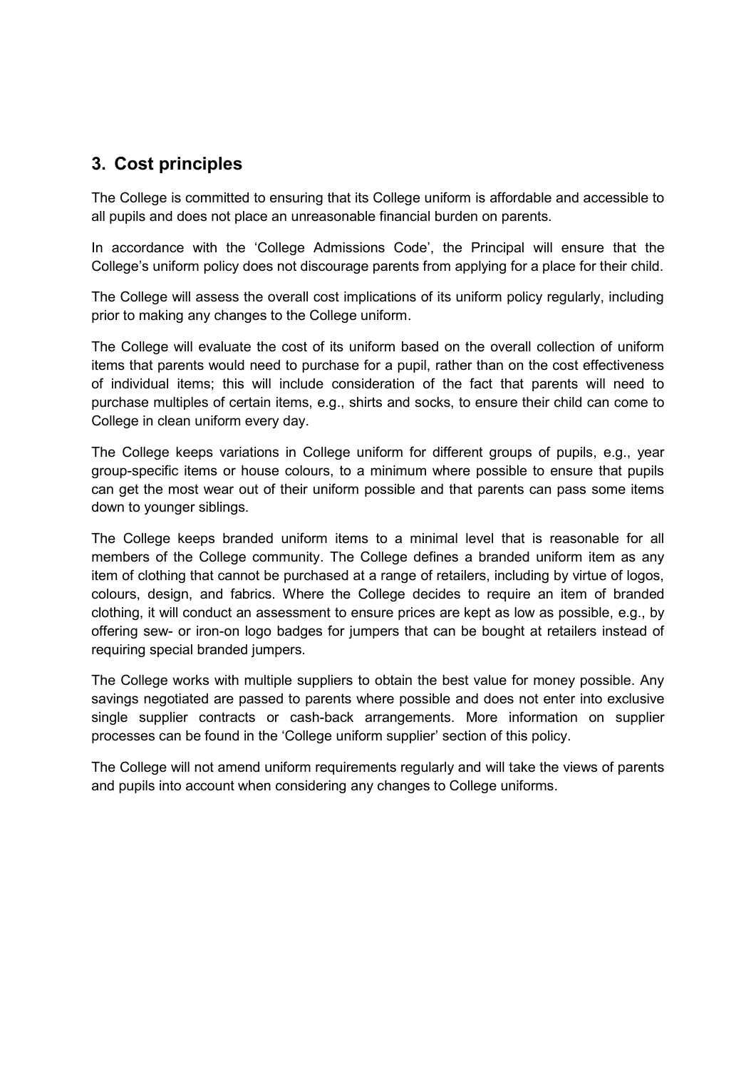## 3. Cost principles

The College is committed to ensuring that its College uniform is affordable and accessible to all pupils and does not place an unreasonable financial burden on parents.

In accordance with the 'College Admissions Code', the Principal will ensure that the College's uniform policy does not discourage parents from applying for a place for their child.

The College will assess the overall cost implications of its uniform policy regularly, including prior to making any changes to the College uniform.

The College will evaluate the cost of its uniform based on the overall collection of uniform items that parents would need to purchase for a pupil, rather than on the cost effectiveness of individual items; this will include consideration of the fact that parents will need to purchase multiples of certain items, e.g., shirts and socks, to ensure their child can come to College in clean uniform every day.

The College keeps variations in College uniform for different groups of pupils, e.g., year group-specific items or house colours, to a minimum where possible to ensure that pupils can get the most wear out of their uniform possible and that parents can pass some items down to younger siblings.

The College keeps branded uniform items to a minimal level that is reasonable for all members of the College community. The College defines a branded uniform item as any item of clothing that cannot be purchased at a range of retailers, including by virtue of logos, colours, design, and fabrics. Where the College decides to require an item of branded clothing, it will conduct an assessment to ensure prices are kept as low as possible, e.g., by offering sew- or iron-on logo badges for jumpers that can be bought at retailers instead of requiring special branded jumpers.

The College works with multiple suppliers to obtain the best value for money possible. Any savings negotiated are passed to parents where possible and does not enter into exclusive single supplier contracts or cash-back arrangements. More information on supplier processes can be found in the 'College uniform supplier' section of this policy.

The College will not amend uniform requirements regularly and will take the views of parents and pupils into account when considering any changes to College uniforms.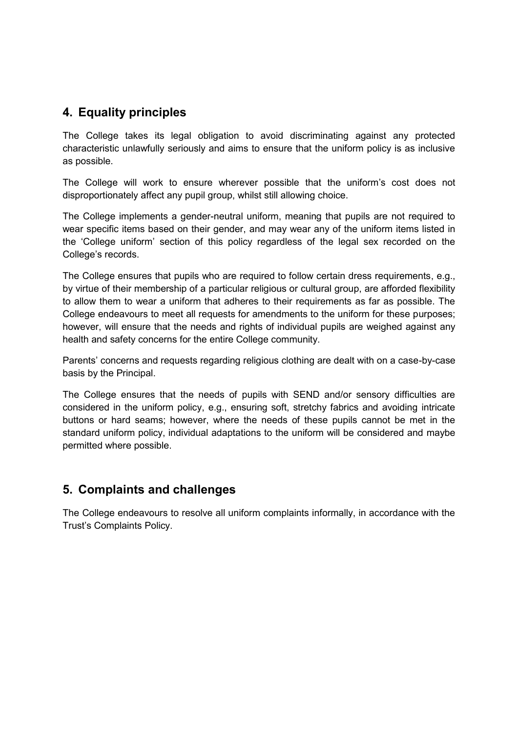## 4. Equality principles

The College takes its legal obligation to avoid discriminating against any protected characteristic unlawfully seriously and aims to ensure that the uniform policy is as inclusive as possible.

The College will work to ensure wherever possible that the uniform's cost does not disproportionately affect any pupil group, whilst still allowing choice.

The College implements a gender-neutral uniform, meaning that pupils are not required to wear specific items based on their gender, and may wear any of the uniform items listed in the 'College uniform' section of this policy regardless of the legal sex recorded on the College's records.

The College ensures that pupils who are required to follow certain dress requirements, e.g., by virtue of their membership of a particular religious or cultural group, are afforded flexibility to allow them to wear a uniform that adheres to their requirements as far as possible. The College endeavours to meet all requests for amendments to the uniform for these purposes; however, will ensure that the needs and rights of individual pupils are weighed against any health and safety concerns for the entire College community.

Parents' concerns and requests regarding religious clothing are dealt with on a case-by-case basis by the Principal.

The College ensures that the needs of pupils with SEND and/or sensory difficulties are considered in the uniform policy, e.g., ensuring soft, stretchy fabrics and avoiding intricate buttons or hard seams; however, where the needs of these pupils cannot be met in the standard uniform policy, individual adaptations to the uniform will be considered and maybe permitted where possible.

## 5. Complaints and challenges

The College endeavours to resolve all uniform complaints informally, in accordance with the Trust's Complaints Policy.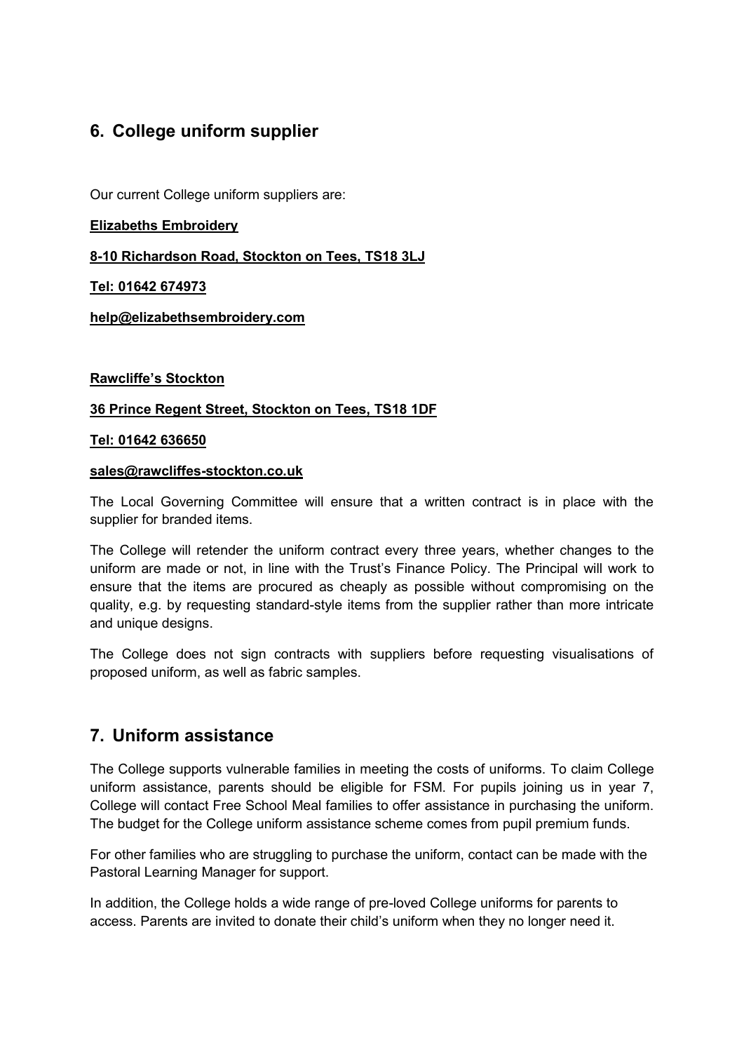## 6. College uniform supplier

Our current College uniform suppliers are:

**Elizabeths Embroidery**

**8-10 Richardson Road, Stockton on Tees, TS18 3LJ**

**Tel: 01642 674973**

**help@elizabethsembroidery.com**

**Rawcliffe's Stockton**

**36 Prince Regent Street, Stockton on Tees, TS18 1DF**

**Tel: 01642 636650**

**sales@rawcliffes-stockton.co.uk**

The Local Governing Committee will ensure that a written contract is in place with the supplier for branded items.

The College will retender the uniform contract every three years, whether changes to the uniform are made or not, in line with the Trust's Finance Policy. The Principal will work to ensure that the items are procured as cheaply as possible without compromising on the quality, e.g. by requesting standard-style items from the supplier rather than more intricate and unique designs.

The College does not sign contracts with suppliers before requesting visualisations of proposed uniform, as well as fabric samples.

## 7. Uniform assistance

The College supports vulnerable families in meeting the costs of uniforms. To claim College uniform assistance, parents should be eligible for FSM. For pupils joining us in year 7, College will contact Free School Meal families to offer assistance in purchasing the uniform. The budget for the College uniform assistance scheme comes from pupil premium funds.

For other families who are struggling to purchase the uniform, contact can be made with the Pastoral Learning Manager for support.

In addition, the College holds a wide range of pre-loved College uniforms for parents to access. Parents are invited to donate their child's uniform when they no longer need it.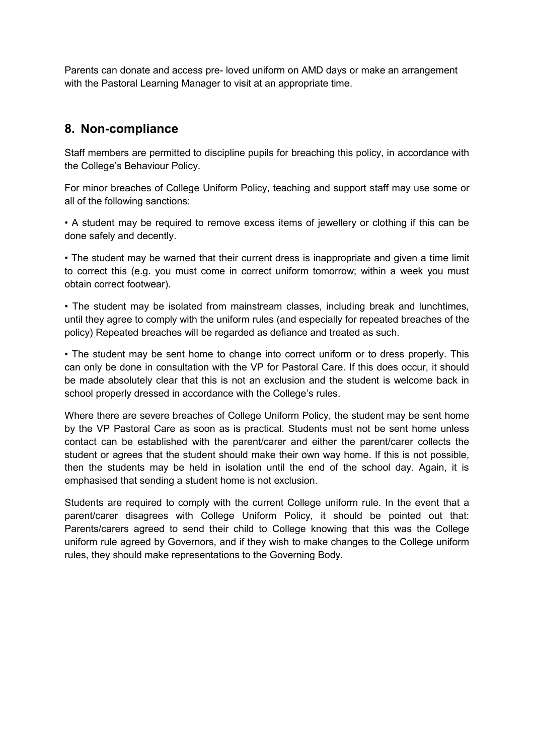Parents can donate and access pre- loved uniform on AMD days or make an arrangement with the Pastoral Learning Manager to visit at an appropriate time.

## 8. Non-compliance

Staff members are permitted to discipline pupils for breaching this policy, in accordance with the College's Behaviour Policy.

For minor breaches of College Uniform Policy, teaching and support staff may use some or all of the following sanctions:

• A student may be required to remove excess items of jewellery or clothing if this can be done safely and decently.

• The student may be warned that their current dress is inappropriate and given a time limit to correct this (e.g. you must come in correct uniform tomorrow; within a week you must obtain correct footwear).

• The student may be isolated from mainstream classes, including break and lunchtimes, until they agree to comply with the uniform rules (and especially for repeated breaches of the policy) Repeated breaches will be regarded as defiance and treated as such.

• The student may be sent home to change into correct uniform or to dress properly. This can only be done in consultation with the VP for Pastoral Care. If this does occur, it should be made absolutely clear that this is not an exclusion and the student is welcome back in school properly dressed in accordance with the College's rules.

Where there are severe breaches of College Uniform Policy, the student may be sent home by the VP Pastoral Care as soon as is practical. Students must not be sent home unless contact can be established with the parent/carer and either the parent/carer collects the student or agrees that the student should make their own way home. If this is not possible, then the students may be held in isolation until the end of the school day. Again, it is emphasised that sending a student home is not exclusion.

Students are required to comply with the current College uniform rule. In the event that a parent/carer disagrees with College Uniform Policy, it should be pointed out that: Parents/carers agreed to send their child to College knowing that this was the College uniform rule agreed by Governors, and if they wish to make changes to the College uniform rules, they should make representations to the Governing Body.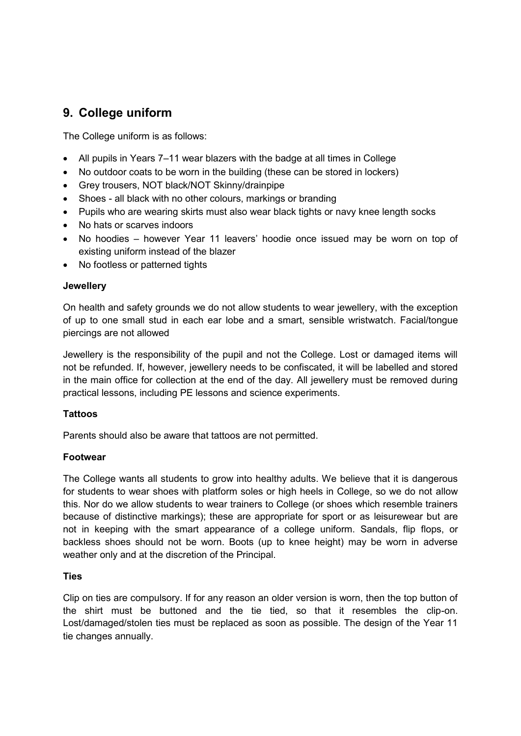## 9. College uniform

The College uniform is as follows:

- All pupils in Years 7–11 wear blazers with the badge at all times in College
- No outdoor coats to be worn in the building (these can be stored in lockers)
- Grey trousers, NOT black/NOT Skinny/drainpipe
- Shoes - all black with no other colours, markings or branding
- Pupils who are wearing skirts must also wear black tights or navy knee length socks
- No hats or scarves indoors
- No hoodies – however Year 11 leavers' hoodie once issued may be worn on top of existing uniform instead of the blazer
- No footless or patterned tights

**Jewellery**

On health and safety grounds we do not allow students to wear jewellery, with the exception of up to one small stud in each ear lobe and a smart, sensible wristwatch. Facial/tongue piercings are not allowed

Jewellery is the responsibility of the pupil and not the College. Lost or damaged items will not be refunded. If, however, jewellery needs to be confiscated, it will be labelled and stored in the main office for collection at the end of the day. All jewellery must be removed during practical lessons, including PE lessons and science experiments.

**Tattoos**

Parents should also be aware that tattoos are not permitted.

**Footwear**

The College wants all students to grow into healthy adults. We believe that it is dangerous for students to wear shoes with platform soles or high heels in College, so we do not allow this. Nor do we allow students to wear trainers to College (or shoes which resemble trainers because of distinctive markings); these are appropriate for sport or as leisurewear but are not in keeping with the smart appearance of a college uniform. Sandals, flip flops, or backless shoes should not be worn. Boots (up to knee height) may be worn in adverse weather only and at the discretion of the Principal.

**Ties**

Clip on ties are compulsory. If for any reason an older version is worn, then the top button of the shirt must be buttoned and the tie tied, so that it resembles the clip-on. Lost/damaged/stolen ties must be replaced as soon as possible. The design of the Year 11 tie changes annually.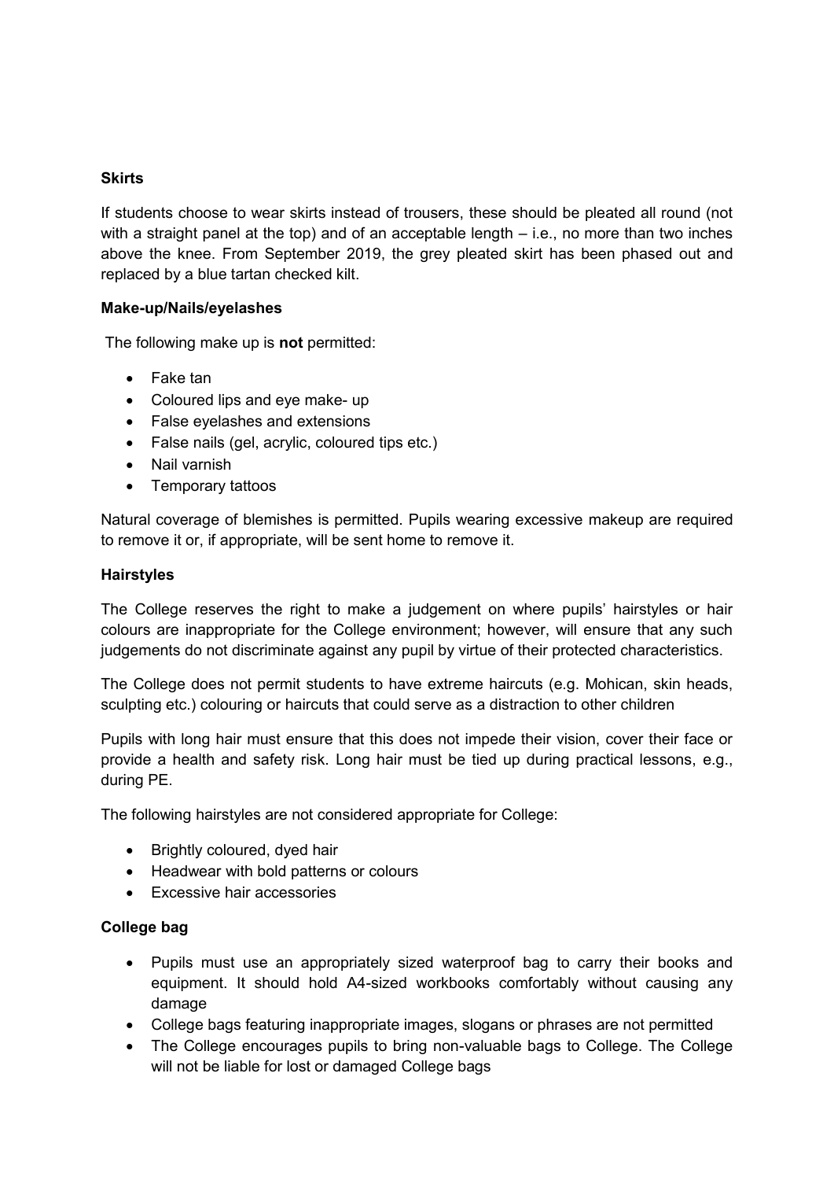**Skirts**

If students choose to wear skirts instead of trousers, these should be pleated all round (not with a straight panel at the top) and of an acceptable length – i.e., no more than two inches above the knee. From September 2019, the grey pleated skirt has been phased out and replaced by a blue tartan checked kilt.

**Make-up/Nails/eyelashes**

The following make up is **not** permitted:

- Fake tan
- Coloured lips and eye make- up
- False eyelashes and extensions
- False nails (gel, acrylic, coloured tips etc.)
- Nail varnish
- Temporary tattoos

Natural coverage of blemishes is permitted. Pupils wearing excessive makeup are required to remove it or, if appropriate, will be sent home to remove it.

**Hairstyles**

The College reserves the right to make a judgement on where pupils' hairstyles or hair colours are inappropriate for the College environment; however, will ensure that any such judgements do not discriminate against any pupil by virtue of their protected characteristics.

The College does not permit students to have extreme haircuts (e.g. Mohican, skin heads, sculpting etc.) colouring or haircuts that could serve as a distraction to other children

Pupils with long hair must ensure that this does not impede their vision, cover their face or provide a health and safety risk. Long hair must be tied up during practical lessons, e.g., during PE.

The following hairstyles are not considered appropriate for College:

- Brightly coloured, dyed hair
- Headwear with bold patterns or colours
- Excessive hair accessories

**College bag**

- Pupils must use an appropriately sized waterproof bag to carry their books and equipment. It should hold A4-sized workbooks comfortably without causing any damage
- College bags featuring inappropriate images, slogans or phrases are not permitted
- The College encourages pupils to bring non-valuable bags to College. The College will not be liable for lost or damaged College bags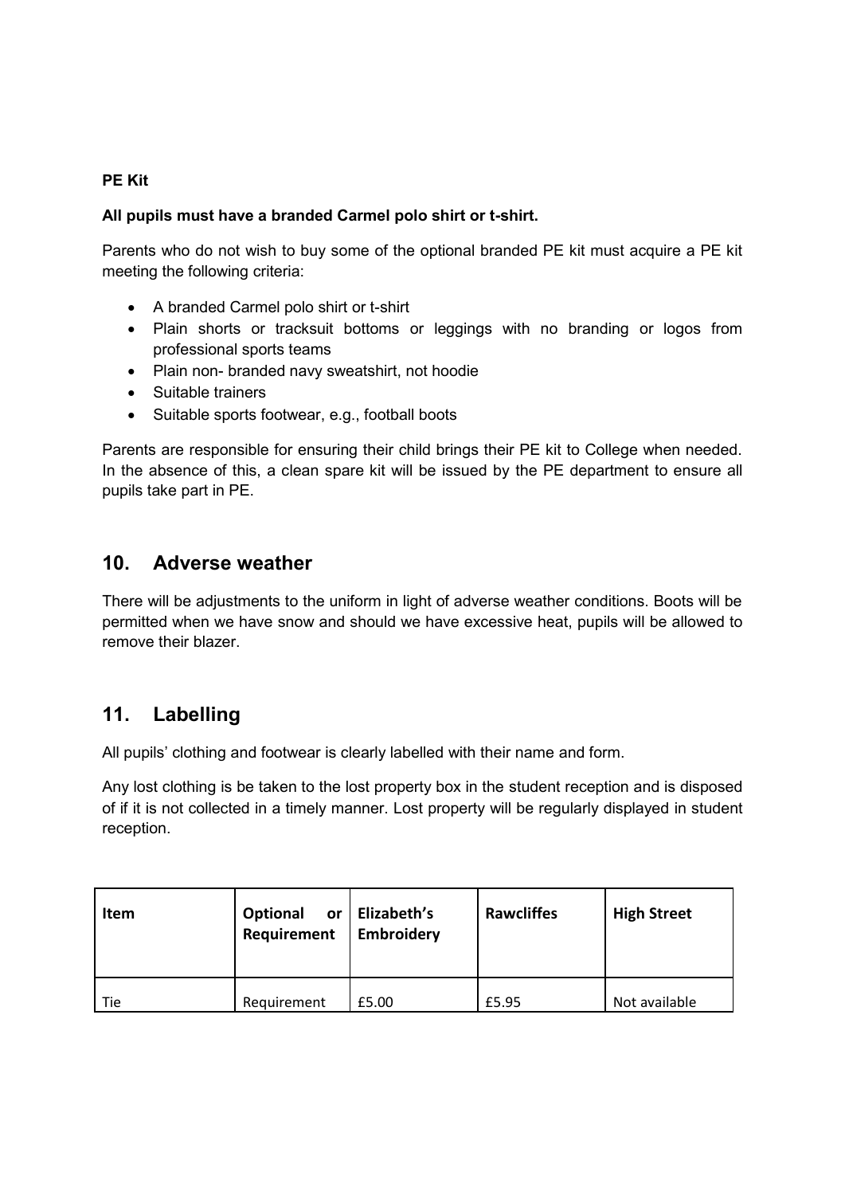**PE Kit**

**All pupils must have a branded Carmel polo shirt or t-shirt.**

Parents who do not wish to buy some of the optional branded PE kit must acquire a PE kit meeting the following criteria:

- A branded Carmel polo shirt or t-shirt
- Plain shorts or tracksuit bottoms or leggings with no branding or logos from professional sports teams
- Plain non- branded navy sweatshirt, not hoodie
- Suitable trainers
- Suitable sports footwear, e.g., football boots

Parents are responsible for ensuring their child brings their PE kit to College when needed. In the absence of this, a clean spare kit will be issued by the PE department to ensure all pupils take part in PE.

## 10. Adverse weather

There will be adjustments to the uniform in light of adverse weather conditions. Boots will be permitted when we have snow and should we have excessive heat, pupils will be allowed to remove their blazer.

## 11. Labelling

All pupils' clothing and footwear is clearly labelled with their name and form.

Any lost clothing is be taken to the lost property box in the student reception and is disposed of if it is not collected in a timely manner. Lost property will be regularly displayed in student reception.

| Item | Optional or Requirement | Elizabeth's Embroidery | Rawcliffes | High Street |
|---|---|---|---|---|
| Tie | Requirement | £5.00 | £5.95 | Not available |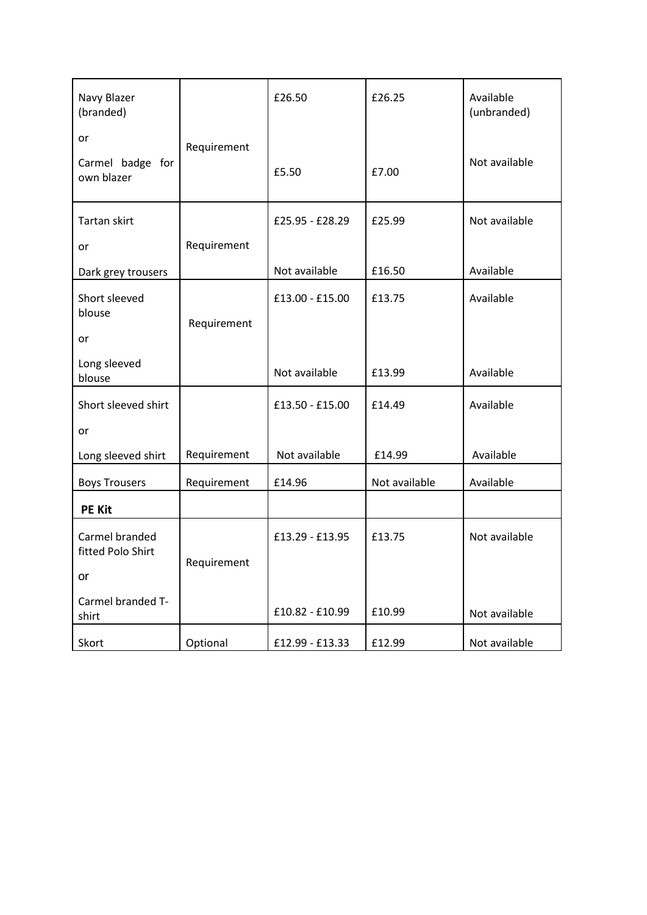| | | | | |
|---|---|---|---|---|
| Navy Blazer (branded)<br><br>or<br><br>Carmel badge for own blazer | Requirement | £26.50<br><br><br><br>£5.50 | £26.25<br><br><br><br>£7.00 | Available (unbranded)<br><br><br>Not available |
| Tartan skirt<br><br>or<br><br>Dark grey trousers | Requirement | £25.95 - £28.29<br><br><br><br>Not available | £25.99<br><br><br><br>£16.50 | Not available<br><br><br><br>Available |
| Short sleeved blouse<br><br>or<br><br>Long sleeved blouse | Requirement | £13.00 - £15.00<br><br><br><br>Not available | £13.75<br><br><br><br>£13.99 | Available<br><br><br><br>Available |
| Short sleeved shirt<br><br>or<br><br>Long sleeved shirt | Requirement | £13.50 - £15.00<br><br><br><br>Not available | £14.49<br><br><br><br>£14.99 | Available<br><br><br><br>Available |
| Boys Trousers | Requirement | £14.96 | Not available | Available |
| **PE Kit** | | | | |
| Carmel branded fitted Polo Shirt<br><br>or<br><br>Carmel branded T-shirt | Requirement | £13.29 - £13.95<br><br><br><br>£10.82 - £10.99 | £13.75<br><br><br><br>£10.99 | Not available<br><br><br><br>Not available |
| Skort | Optional | £12.99 - £13.33 | £12.99 | Not available |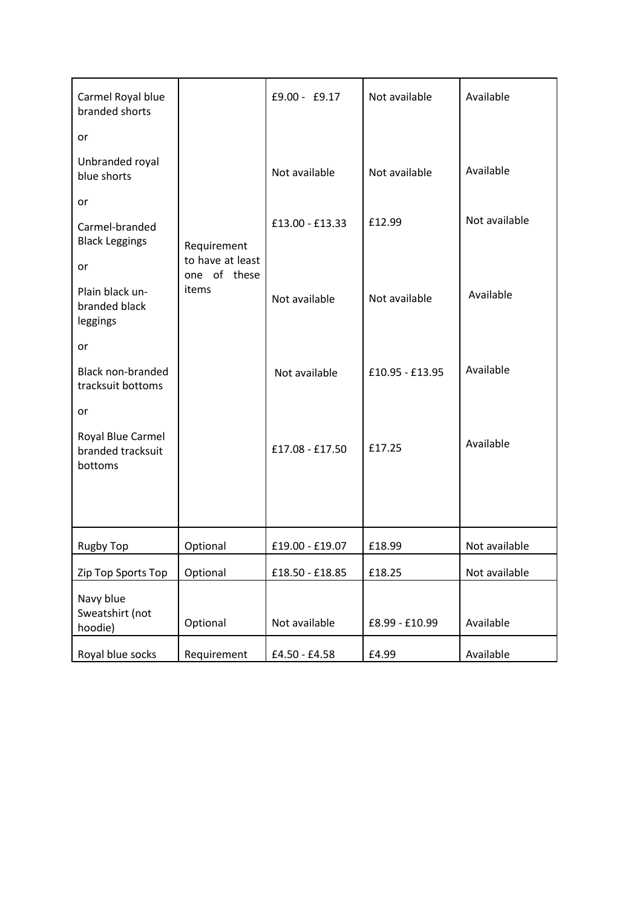| | | | | |
|---|---|---|---|---|
| Carmel Royal blue branded shorts | Requirement to have at least one of these items | £9.00 - £9.17 | Not available | Available |
| or | | | | |
| Unbranded royal blue shorts | | Not available | Not available | Available |
| or | | | | |
| Carmel-branded Black Leggings | | £13.00 - £13.33 | £12.99 | Not available |
| or | | | | |
| Plain black un-branded black leggings | | Not available | Not available | Available |
| or | | | | |
| Black non-branded tracksuit bottoms | | Not available | £10.95 - £13.95 | Available |
| or | | | | |
| Royal Blue Carmel branded tracksuit bottoms | | £17.08 - £17.50 | £17.25 | Available |
| Rugby Top | Optional | £19.00 - £19.07 | £18.99 | Not available |
| Zip Top Sports Top | Optional | £18.50 - £18.85 | £18.25 | Not available |
| Navy blue Sweatshirt (not hoodie) | Optional | Not available | £8.99 - £10.99 | Available |
| Royal blue socks | Requirement | £4.50 - £4.58 | £4.99 | Available |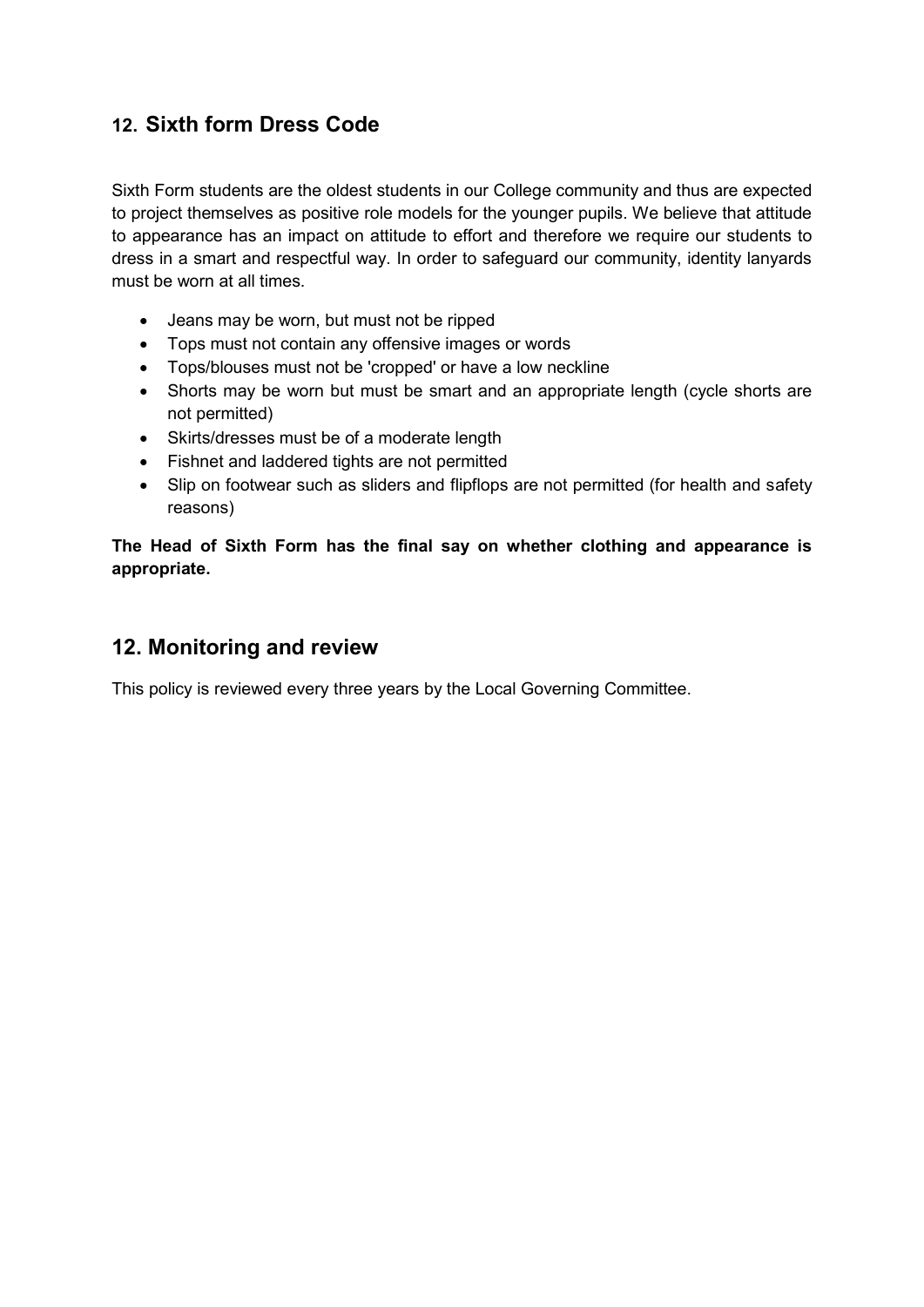## 12. Sixth form Dress Code

Sixth Form students are the oldest students in our College community and thus are expected to project themselves as positive role models for the younger pupils. We believe that attitude to appearance has an impact on attitude to effort and therefore we require our students to dress in a smart and respectful way. In order to safeguard our community, identity lanyards must be worn at all times.

- Jeans may be worn, but must not be ripped
- Tops must not contain any offensive images or words
- Tops/blouses must not be 'cropped' or have a low neckline
- Shorts may be worn but must be smart and an appropriate length (cycle shorts are not permitted)
- Skirts/dresses must be of a moderate length
- Fishnet and laddered tights are not permitted
- Slip on footwear such as sliders and flipflops are not permitted (for health and safety reasons)

**The Head of Sixth Form has the final say on whether clothing and appearance is appropriate.**

## 12. Monitoring and review

This policy is reviewed every three years by the Local Governing Committee.